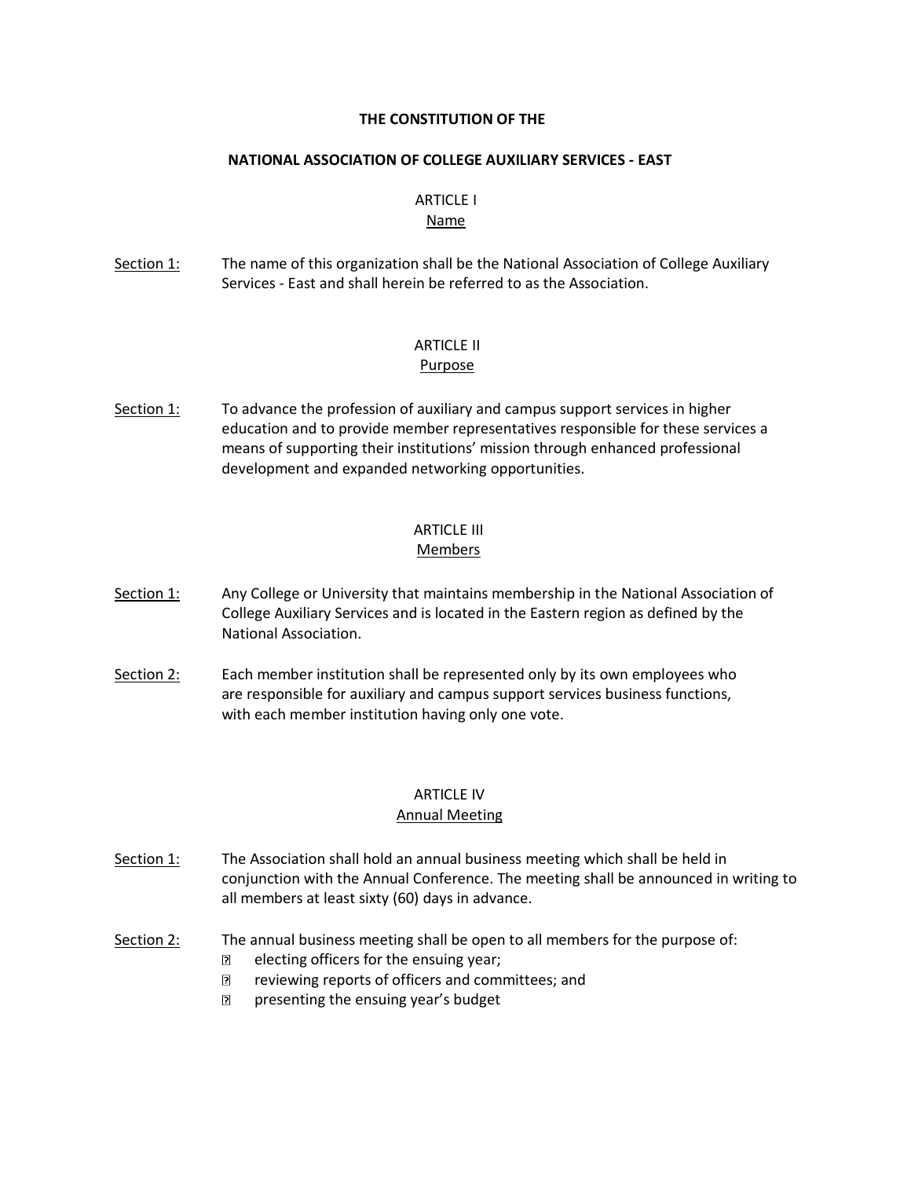**THE CONSTITUTION OF THE**

**NATIONAL ASSOCIATION OF COLLEGE AUXILIARY SERVICES - EAST**

## ARTICLE I
## Name

Section 1: The name of this organization shall be the National Association of College Auxiliary Services - East and shall herein be referred to as the Association.

## ARTICLE II
## Purpose

Section 1: To advance the profession of auxiliary and campus support services in higher education and to provide member representatives responsible for these services a means of supporting their institutions' mission through enhanced professional development and expanded networking opportunities.

## ARTICLE III
## Members

Section 1: Any College or University that maintains membership in the National Association of College Auxiliary Services and is located in the Eastern region as defined by the National Association.

Section 2: Each member institution shall be represented only by its own employees who are responsible for auxiliary and campus support services business functions, with each member institution having only one vote.

## ARTICLE IV
## Annual Meeting

Section 1: The Association shall hold an annual business meeting which shall be held in conjunction with the Annual Conference. The meeting shall be announced in writing to all members at least sixty (60) days in advance.

Section 2: The annual business meeting shall be open to all members for the purpose of:

- electing officers for the ensuing year;
- reviewing reports of officers and committees; and
- presenting the ensuing year's budget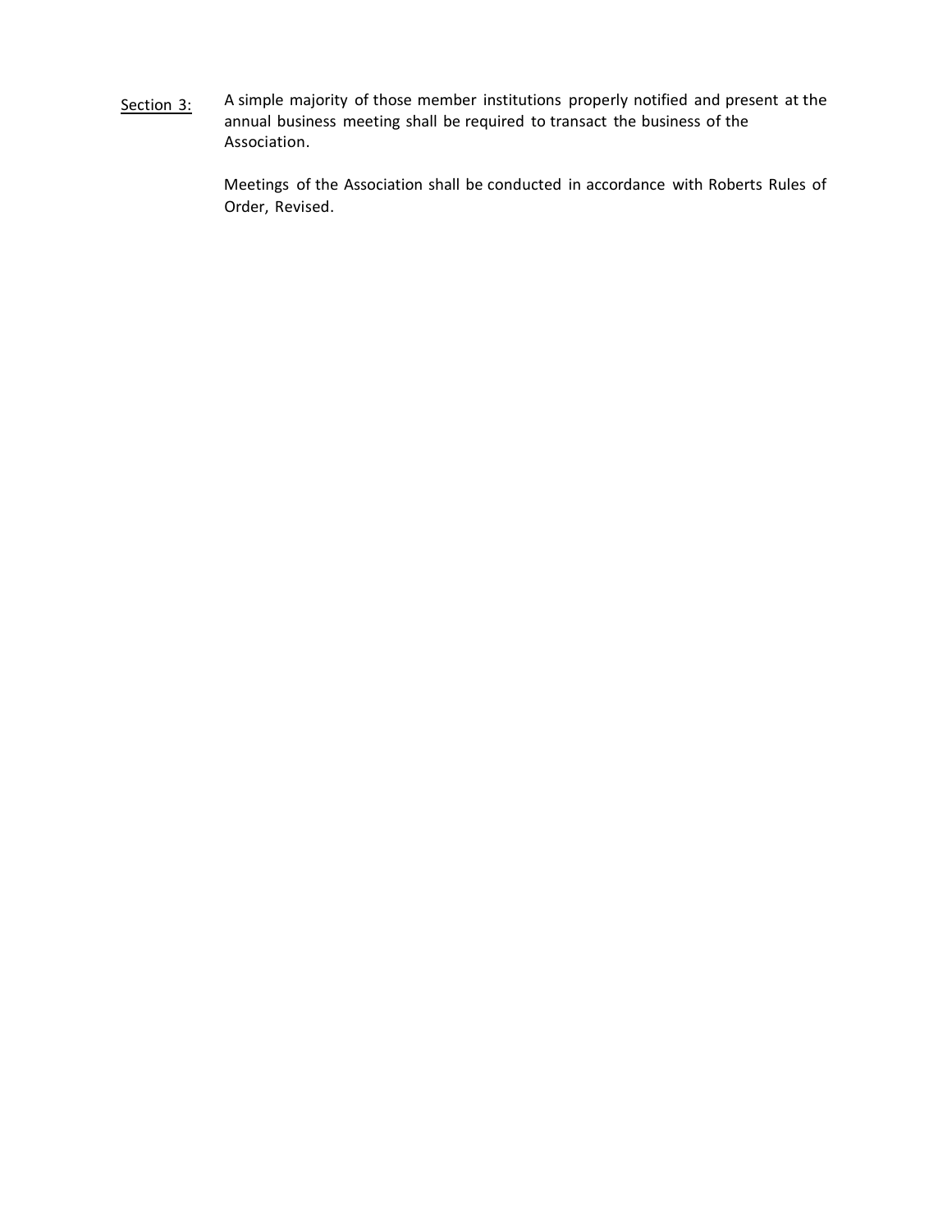Section 3: A simple majority of those member institutions properly notified and present at the annual business meeting shall be required to transact the business of the Association.

Meetings of the Association shall be conducted in accordance with Roberts Rules of Order, Revised.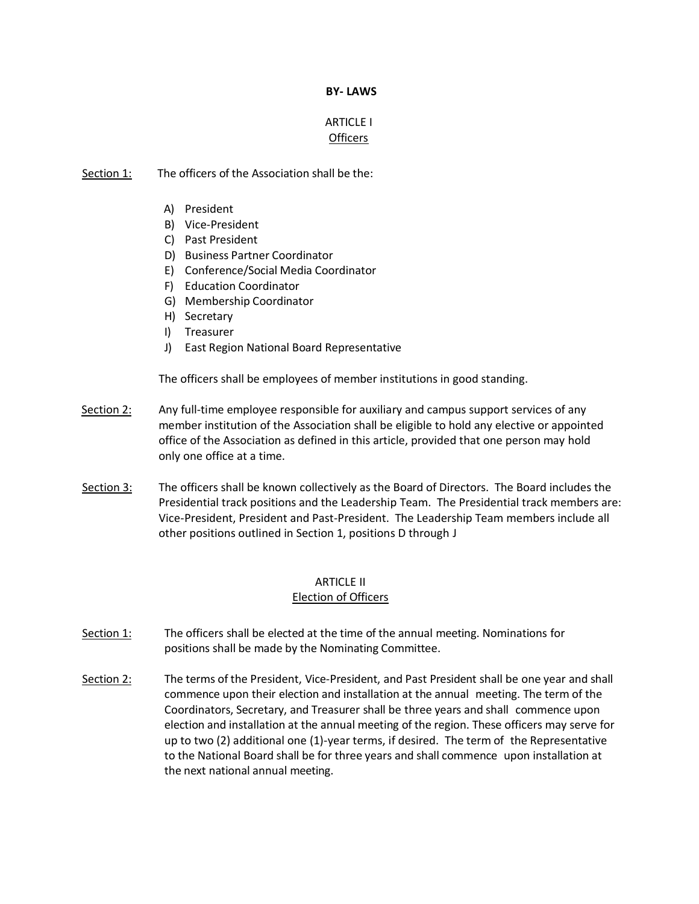**BY- LAWS**

ARTICLE I
Officers

Section 1: The officers of the Association shall be the:

A) President
B) Vice-President
C) Past President
D) Business Partner Coordinator
E) Conference/Social Media Coordinator
F) Education Coordinator
G) Membership Coordinator
H) Secretary
I) Treasurer
J) East Region National Board Representative

The officers shall be employees of member institutions in good standing.

Section 2: Any full-time employee responsible for auxiliary and campus support services of any member institution of the Association shall be eligible to hold any elective or appointed office of the Association as defined in this article, provided that one person may hold only one office at a time.

Section 3: The officers shall be known collectively as the Board of Directors. The Board includes the Presidential track positions and the Leadership Team. The Presidential track members are: Vice-President, President and Past-President. The Leadership Team members include all other positions outlined in Section 1, positions D through J

ARTICLE II
Election of Officers

Section 1: The officers shall be elected at the time of the annual meeting. Nominations for positions shall be made by the Nominating Committee.

Section 2: The terms of the President, Vice-President, and Past President shall be one year and shall commence upon their election and installation at the annual meeting. The term of the Coordinators, Secretary, and Treasurer shall be three years and shall commence upon election and installation at the annual meeting of the region. These officers may serve for up to two (2) additional one (1)-year terms, if desired. The term of the Representative to the National Board shall be for three years and shall commence upon installation at the next national annual meeting.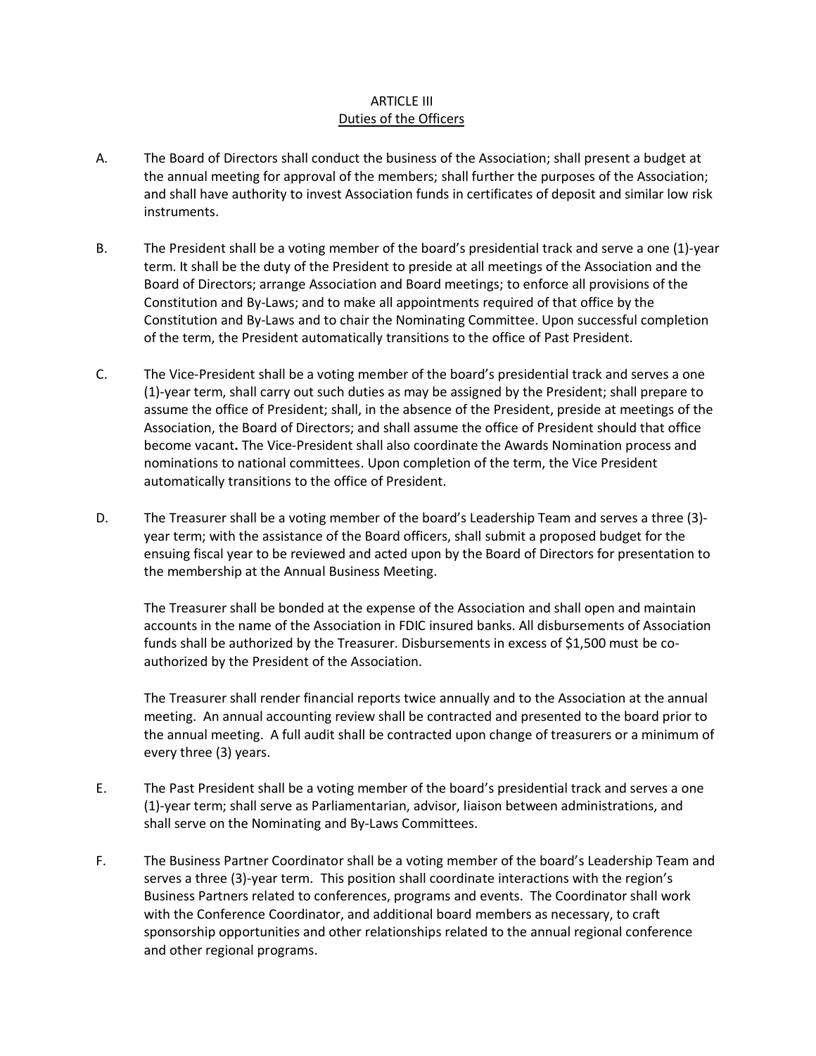## ARTICLE III
## Duties of the Officers

A. The Board of Directors shall conduct the business of the Association; shall present a budget at the annual meeting for approval of the members; shall further the purposes of the Association; and shall have authority to invest Association funds in certificates of deposit and similar low risk instruments.

B. The President shall be a voting member of the board's presidential track and serve a one (1)-year term. It shall be the duty of the President to preside at all meetings of the Association and the Board of Directors; arrange Association and Board meetings; to enforce all provisions of the Constitution and By-Laws; and to make all appointments required of that office by the Constitution and By-Laws and to chair the Nominating Committee. Upon successful completion of the term, the President automatically transitions to the office of Past President.

C. The Vice-President shall be a voting member of the board's presidential track and serves a one (1)-year term, shall carry out such duties as may be assigned by the President; shall prepare to assume the office of President; shall, in the absence of the President, preside at meetings of the Association, the Board of Directors; and shall assume the office of President should that office become vacant**.** The Vice-President shall also coordinate the Awards Nomination process and nominations to national committees. Upon completion of the term, the Vice President automatically transitions to the office of President.

D. The Treasurer shall be a voting member of the board's Leadership Team and serves a three (3)-year term; with the assistance of the Board officers, shall submit a proposed budget for the ensuing fiscal year to be reviewed and acted upon by the Board of Directors for presentation to the membership at the Annual Business Meeting.

   The Treasurer shall be bonded at the expense of the Association and shall open and maintain accounts in the name of the Association in FDIC insured banks. All disbursements of Association funds shall be authorized by the Treasurer. Disbursements in excess of $1,500 must be co-authorized by the President of the Association.

   The Treasurer shall render financial reports twice annually and to the Association at the annual meeting. An annual accounting review shall be contracted and presented to the board prior to the annual meeting. A full audit shall be contracted upon change of treasurers or a minimum of every three (3) years.

E. The Past President shall be a voting member of the board's presidential track and serves a one (1)-year term; shall serve as Parliamentarian, advisor, liaison between administrations, and shall serve on the Nominating and By-Laws Committees.

F. The Business Partner Coordinator shall be a voting member of the board's Leadership Team and serves a three (3)-year term. This position shall coordinate interactions with the region's Business Partners related to conferences, programs and events. The Coordinator shall work with the Conference Coordinator, and additional board members as necessary, to craft sponsorship opportunities and other relationships related to the annual regional conference and other regional programs.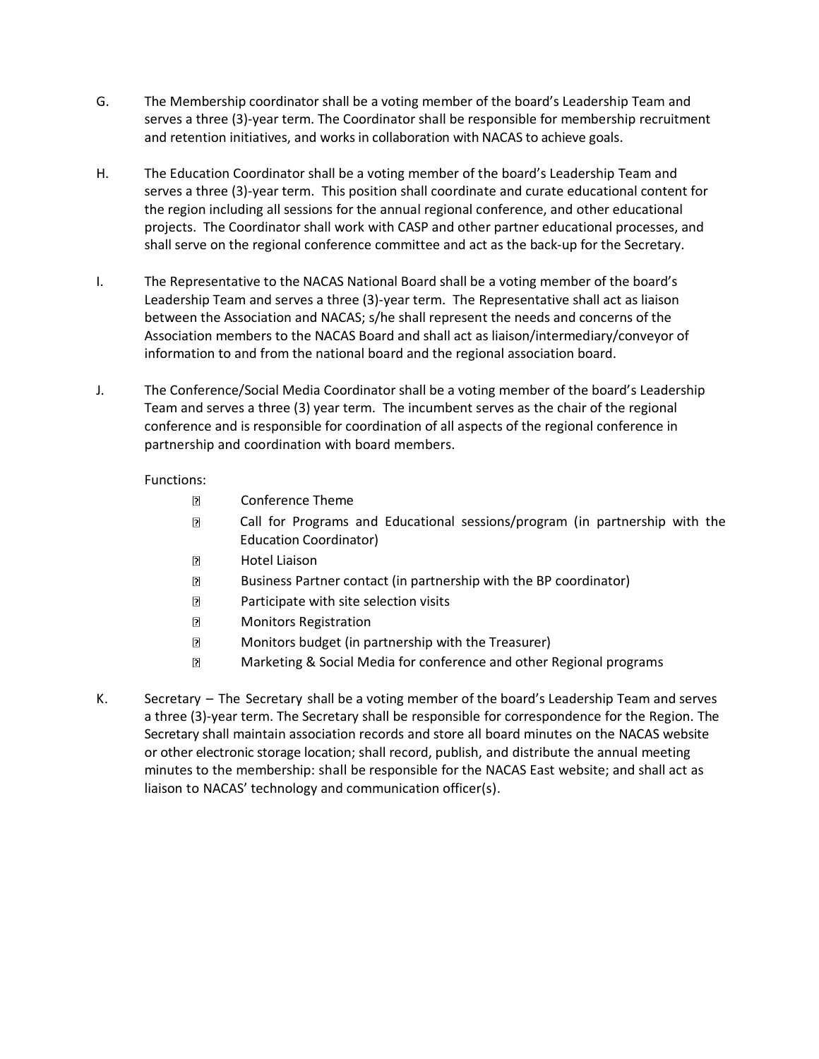G. The Membership coordinator shall be a voting member of the board's Leadership Team and serves a three (3)-year term. The Coordinator shall be responsible for membership recruitment and retention initiatives, and works in collaboration with NACAS to achieve goals.

H. The Education Coordinator shall be a voting member of the board's Leadership Team and serves a three (3)-year term. This position shall coordinate and curate educational content for the region including all sessions for the annual regional conference, and other educational projects. The Coordinator shall work with CASP and other partner educational processes, and shall serve on the regional conference committee and act as the back-up for the Secretary.

I. The Representative to the NACAS National Board shall be a voting member of the board's Leadership Team and serves a three (3)-year term. The Representative shall act as liaison between the Association and NACAS; s/he shall represent the needs and concerns of the Association members to the NACAS Board and shall act as liaison/intermediary/conveyor of information to and from the national board and the regional association board.

J. The Conference/Social Media Coordinator shall be a voting member of the board's Leadership Team and serves a three (3) year term. The incumbent serves as the chair of the regional conference and is responsible for coordination of all aspects of the regional conference in partnership and coordination with board members.

Functions:

- Conference Theme
- Call for Programs and Educational sessions/program (in partnership with the Education Coordinator)
- Hotel Liaison
- Business Partner contact (in partnership with the BP coordinator)
- Participate with site selection visits
- Monitors Registration
- Monitors budget (in partnership with the Treasurer)
- Marketing & Social Media for conference and other Regional programs

K. Secretary – The Secretary shall be a voting member of the board's Leadership Team and serves a three (3)-year term. The Secretary shall be responsible for correspondence for the Region. The Secretary shall maintain association records and store all board minutes on the NACAS website or other electronic storage location; shall record, publish, and distribute the annual meeting minutes to the membership: shall be responsible for the NACAS East website; and shall act as liaison to NACAS' technology and communication officer(s).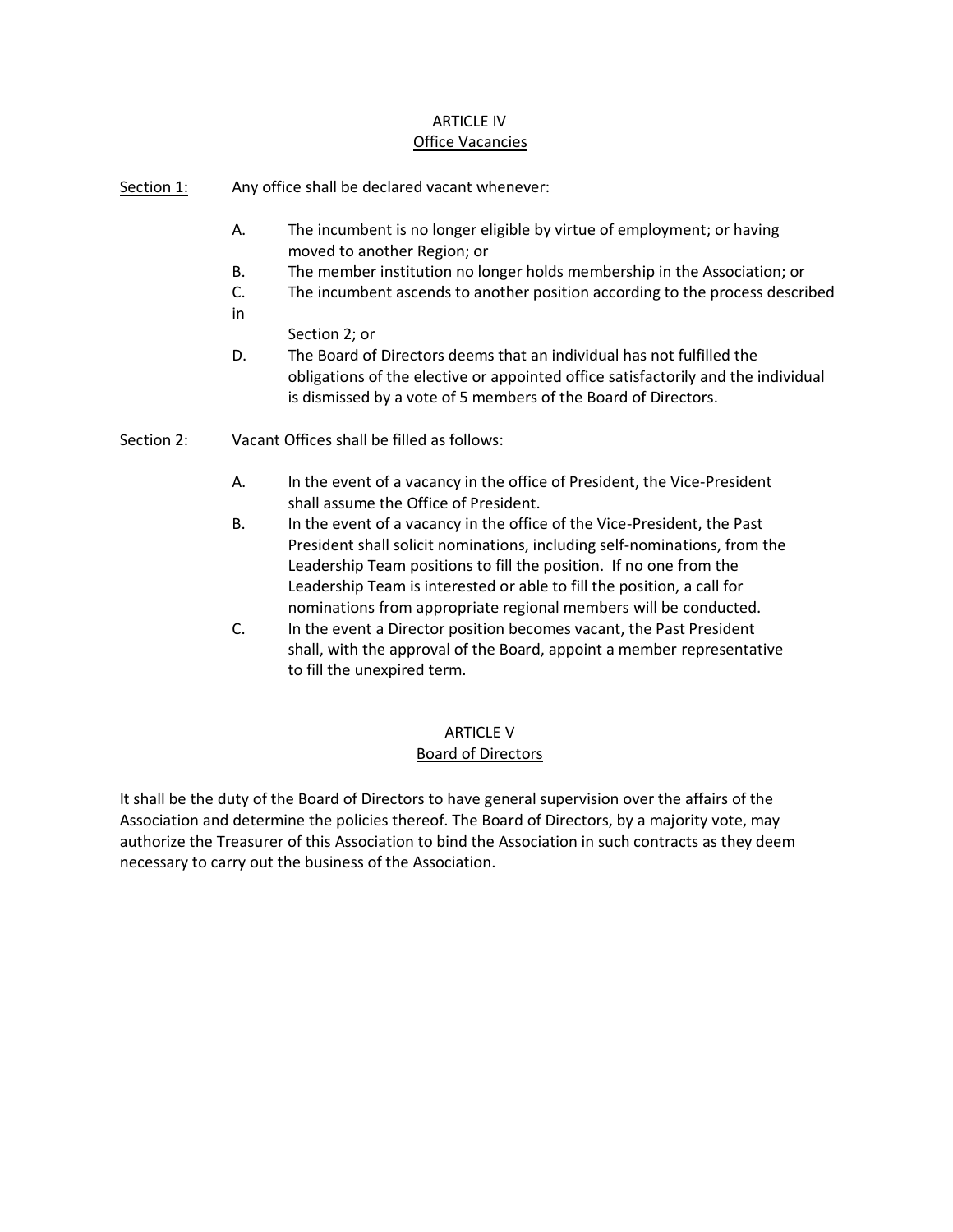## ARTICLE IV
### Office Vacancies

Section 1: Any office shall be declared vacant whenever:

A. The incumbent is no longer eligible by virtue of employment; or having moved to another Region; or
B. The member institution no longer holds membership in the Association; or
C. The incumbent ascends to another position according to the process described in Section 2; or
D. The Board of Directors deems that an individual has not fulfilled the obligations of the elective or appointed office satisfactorily and the individual is dismissed by a vote of 5 members of the Board of Directors.

Section 2: Vacant Offices shall be filled as follows:

A. In the event of a vacancy in the office of President, the Vice-President shall assume the Office of President.
B. In the event of a vacancy in the office of the Vice-President, the Past President shall solicit nominations, including self-nominations, from the Leadership Team positions to fill the position. If no one from the Leadership Team is interested or able to fill the position, a call for nominations from appropriate regional members will be conducted.
C. In the event a Director position becomes vacant, the Past President shall, with the approval of the Board, appoint a member representative to fill the unexpired term.

## ARTICLE V
### Board of Directors

It shall be the duty of the Board of Directors to have general supervision over the affairs of the Association and determine the policies thereof. The Board of Directors, by a majority vote, may authorize the Treasurer of this Association to bind the Association in such contracts as they deem necessary to carry out the business of the Association.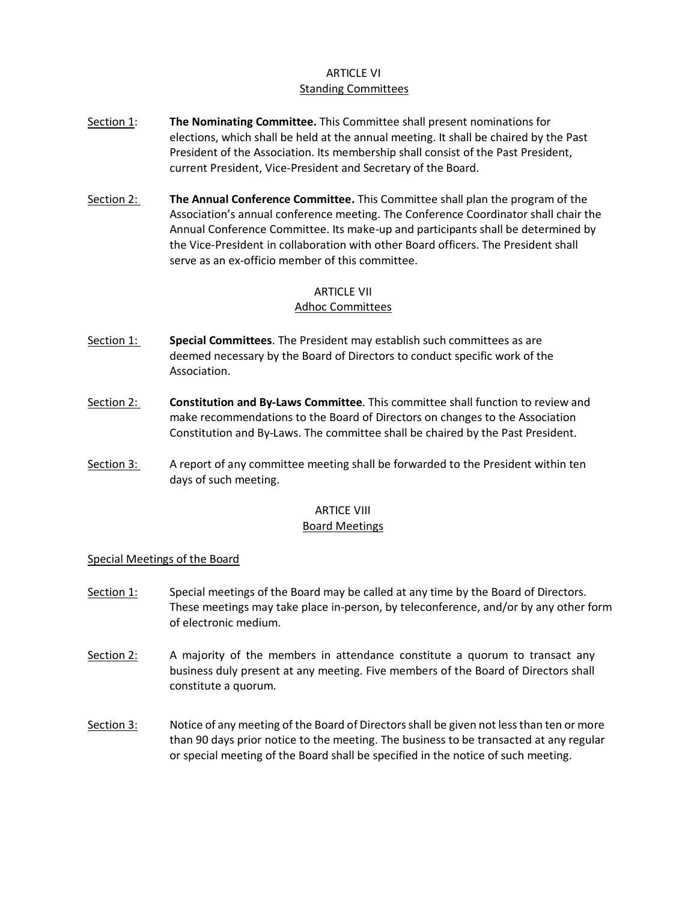## ARTICLE VI
## Standing Committees

Section 1: **The Nominating Committee.** This Committee shall present nominations for elections, which shall be held at the annual meeting. It shall be chaired by the Past President of the Association. Its membership shall consist of the Past President, current President, Vice-President and Secretary of the Board.

Section 2: **The Annual Conference Committee.** This Committee shall plan the program of the Association's annual conference meeting. The Conference Coordinator shall chair the Annual Conference Committee. Its make-up and participants shall be determined by the Vice-President in collaboration with other Board officers. The President shall serve as an ex-officio member of this committee.

## ARTICLE VII
## Adhoc Committees

Section 1: **Special Committees**. The President may establish such committees as are deemed necessary by the Board of Directors to conduct specific work of the Association.

Section 2: **Constitution and By-Laws Committee**. This committee shall function to review and make recommendations to the Board of Directors on changes to the Association Constitution and By-Laws. The committee shall be chaired by the Past President.

Section 3: A report of any committee meeting shall be forwarded to the President within ten days of such meeting.

## ARTICE VIII
## Board Meetings

### Special Meetings of the Board

Section 1: Special meetings of the Board may be called at any time by the Board of Directors. These meetings may take place in-person, by teleconference, and/or by any other form of electronic medium.

Section 2: A majority of the members in attendance constitute a quorum to transact any business duly present at any meeting. Five members of the Board of Directors shall constitute a quorum.

Section 3: Notice of any meeting of the Board of Directors shall be given not less than ten or more than 90 days prior notice to the meeting. The business to be transacted at any regular or special meeting of the Board shall be specified in the notice of such meeting.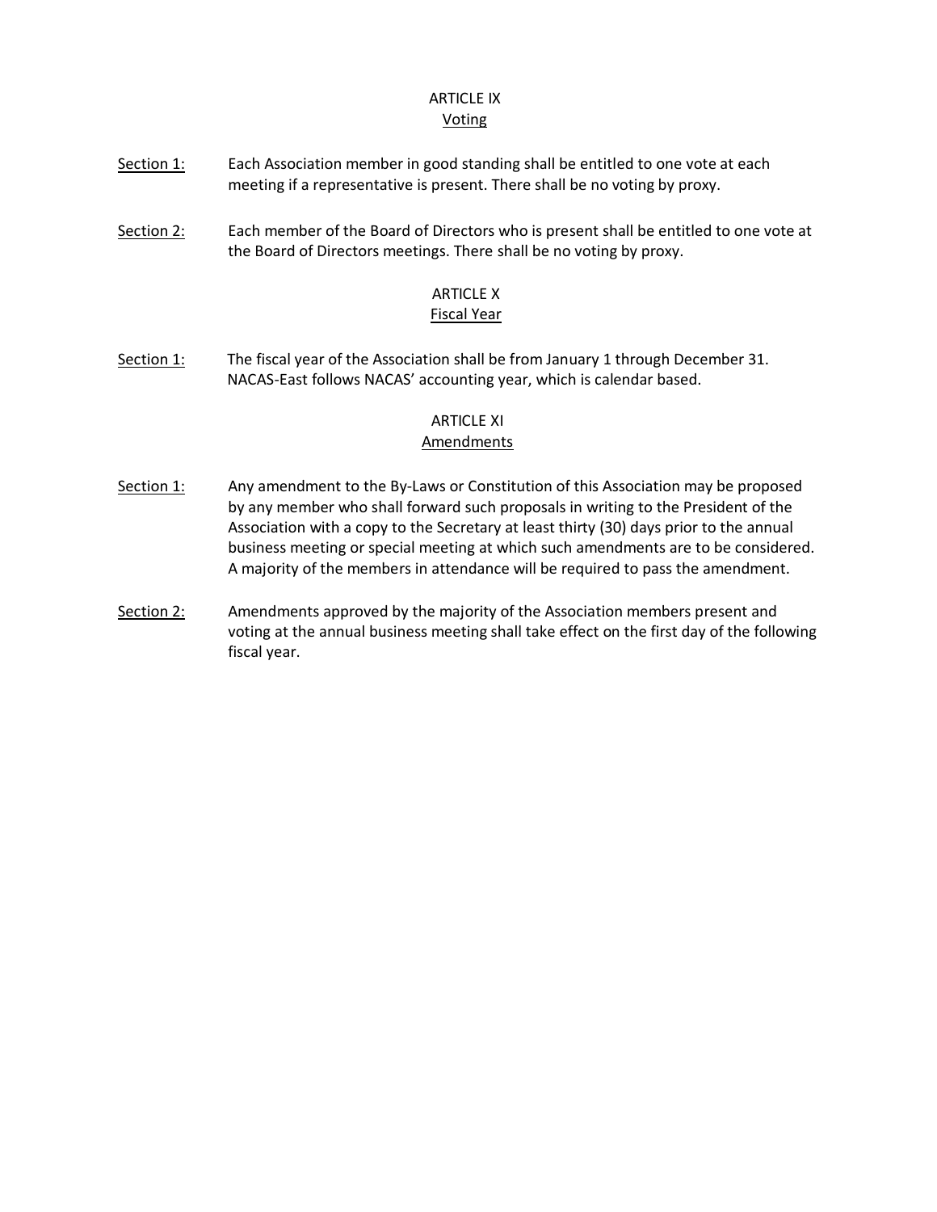## ARTICLE IX
### Voting

Section 1: Each Association member in good standing shall be entitled to one vote at each meeting if a representative is present. There shall be no voting by proxy.

Section 2: Each member of the Board of Directors who is present shall be entitled to one vote at the Board of Directors meetings. There shall be no voting by proxy.

## ARTICLE X
### Fiscal Year

Section 1: The fiscal year of the Association shall be from January 1 through December 31. NACAS-East follows NACAS' accounting year, which is calendar based.

## ARTICLE XI
### Amendments

Section 1: Any amendment to the By-Laws or Constitution of this Association may be proposed by any member who shall forward such proposals in writing to the President of the Association with a copy to the Secretary at least thirty (30) days prior to the annual business meeting or special meeting at which such amendments are to be considered. A majority of the members in attendance will be required to pass the amendment.

Section 2: Amendments approved by the majority of the Association members present and voting at the annual business meeting shall take effect on the first day of the following fiscal year.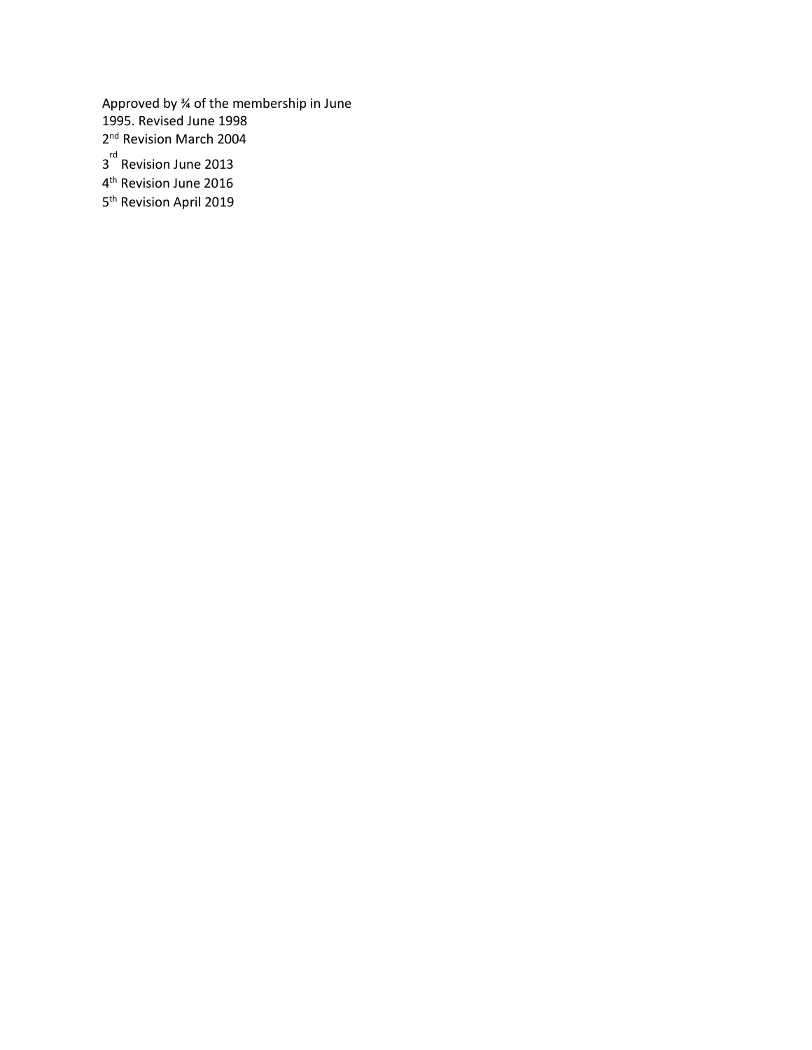Approved by ¾ of the membership in June 1995. Revised June 1998

2nd Revision March 2004

3rd Revision June 2013

4th Revision June 2016

5th Revision April 2019